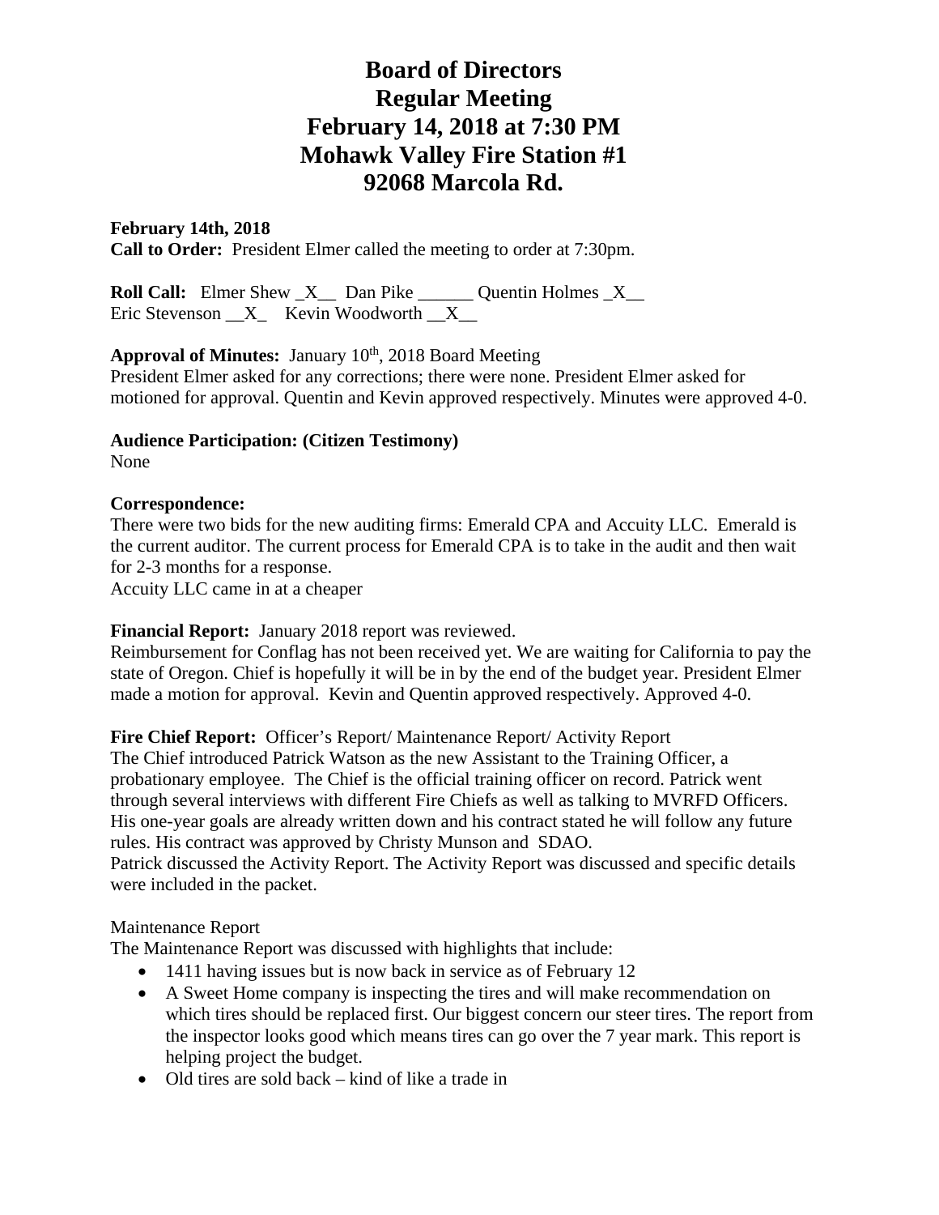# Board of Directors
# Regular Meeting
# February 14, 2018 at 7:30 PM
# Mohawk Valley Fire Station #1
# 92068 Marcola Rd.

**February 14th, 2018**
**Call to Order:** President Elmer called the meeting to order at 7:30pm.

**Roll Call:** Elmer Shew _X__ Dan Pike ______ Quentin Holmes _X__
Eric Stevenson __X_ Kevin Woodworth __X__

**Approval of Minutes:** January 10th, 2018 Board Meeting
President Elmer asked for any corrections; there were none. President Elmer asked for motioned for approval. Quentin and Kevin approved respectively. Minutes were approved 4-0.

**Audience Participation: (Citizen Testimony)**
None

**Correspondence:**
There were two bids for the new auditing firms: Emerald CPA and Accuity LLC. Emerald is the current auditor. The current process for Emerald CPA is to take in the audit and then wait for 2-3 months for a response.
Accuity LLC came in at a cheaper

**Financial Report:** January 2018 report was reviewed.
Reimbursement for Conflag has not been received yet. We are waiting for California to pay the state of Oregon. Chief is hopefully it will be in by the end of the budget year. President Elmer made a motion for approval. Kevin and Quentin approved respectively. Approved 4-0.

**Fire Chief Report:** Officer's Report/ Maintenance Report/ Activity Report
The Chief introduced Patrick Watson as the new Assistant to the Training Officer, a probationary employee. The Chief is the official training officer on record. Patrick went through several interviews with different Fire Chiefs as well as talking to MVRFD Officers. His one-year goals are already written down and his contract stated he will follow any future rules. His contract was approved by Christy Munson and SDAO.
Patrick discussed the Activity Report. The Activity Report was discussed and specific details were included in the packet.

Maintenance Report
The Maintenance Report was discussed with highlights that include:

- 1411 having issues but is now back in service as of February 12
- A Sweet Home company is inspecting the tires and will make recommendation on which tires should be replaced first. Our biggest concern our steer tires. The report from the inspector looks good which means tires can go over the 7 year mark. This report is helping project the budget.
- Old tires are sold back – kind of like a trade in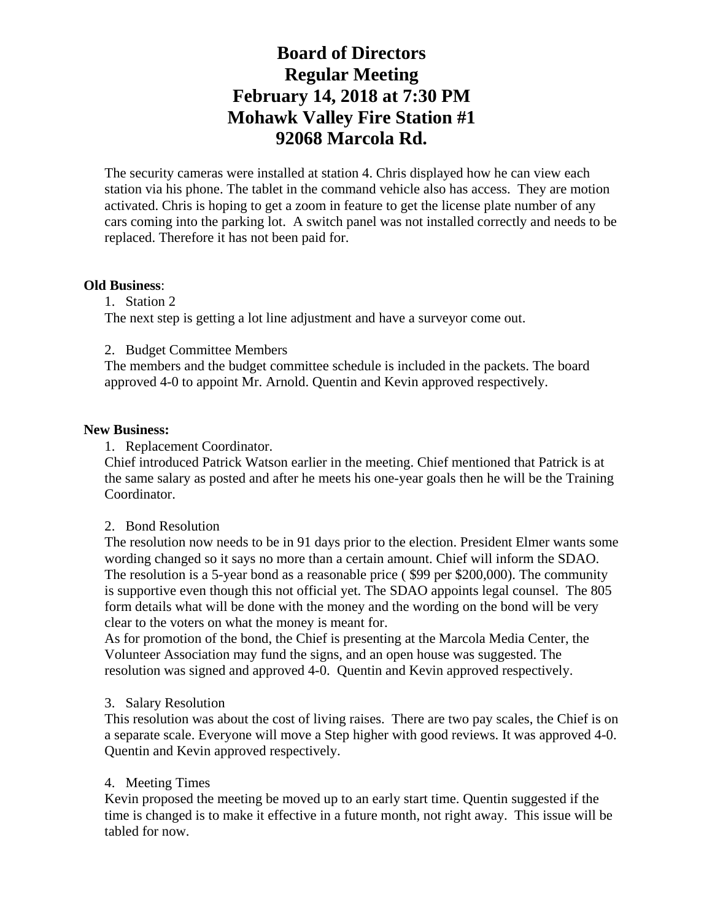**Board of Directors**
**Regular Meeting**
**February 14, 2018 at 7:30 PM**
**Mohawk Valley Fire Station #1**
**92068 Marcola Rd.**

The security cameras were installed at station 4. Chris displayed how he can view each station via his phone. The tablet in the command vehicle also has access. They are motion activated. Chris is hoping to get a zoom in feature to get the license plate number of any cars coming into the parking lot. A switch panel was not installed correctly and needs to be replaced. Therefore it has not been paid for.

**Old Business**:

1. Station 2

The next step is getting a lot line adjustment and have a surveyor come out.

2. Budget Committee Members

The members and the budget committee schedule is included in the packets. The board approved 4-0 to appoint Mr. Arnold. Quentin and Kevin approved respectively.

**New Business:**

1. Replacement Coordinator.

Chief introduced Patrick Watson earlier in the meeting. Chief mentioned that Patrick is at the same salary as posted and after he meets his one-year goals then he will be the Training Coordinator.

2. Bond Resolution

The resolution now needs to be in 91 days prior to the election. President Elmer wants some wording changed so it says no more than a certain amount. Chief will inform the SDAO. The resolution is a 5-year bond as a reasonable price ( $99 per $200,000). The community is supportive even though this not official yet. The SDAO appoints legal counsel. The 805 form details what will be done with the money and the wording on the bond will be very clear to the voters on what the money is meant for.

As for promotion of the bond, the Chief is presenting at the Marcola Media Center, the Volunteer Association may fund the signs, and an open house was suggested. The resolution was signed and approved 4-0. Quentin and Kevin approved respectively.

3. Salary Resolution

This resolution was about the cost of living raises. There are two pay scales, the Chief is on a separate scale. Everyone will move a Step higher with good reviews. It was approved 4-0. Quentin and Kevin approved respectively.

4. Meeting Times

Kevin proposed the meeting be moved up to an early start time. Quentin suggested if the time is changed is to make it effective in a future month, not right away. This issue will be tabled for now.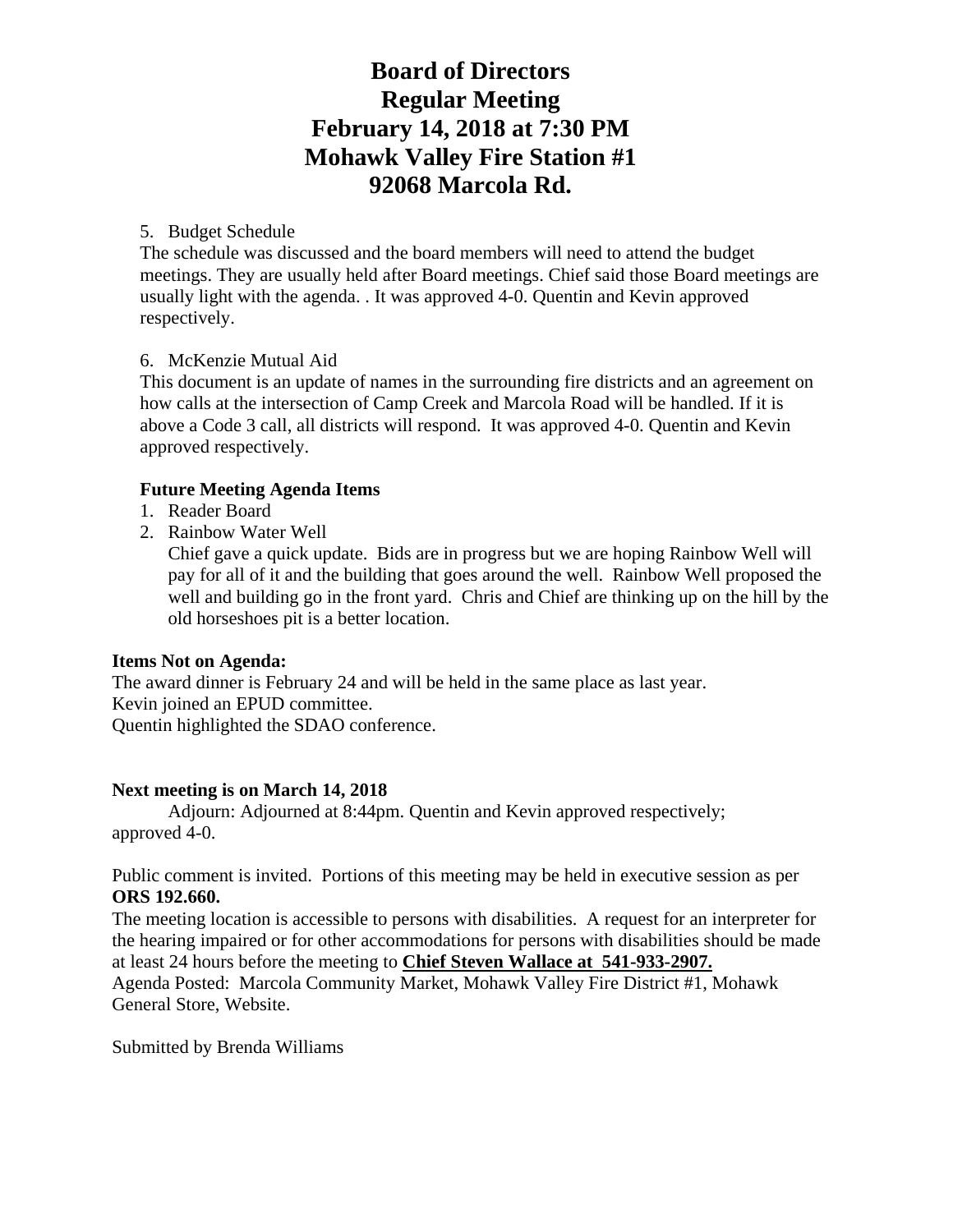# Board of Directors
# Regular Meeting
# February 14, 2018 at 7:30 PM
# Mohawk Valley Fire Station #1
# 92068 Marcola Rd.

5. Budget Schedule

The schedule was discussed and the board members will need to attend the budget meetings. They are usually held after Board meetings. Chief said those Board meetings are usually light with the agenda. . It was approved 4-0. Quentin and Kevin approved respectively.

6. McKenzie Mutual Aid

This document is an update of names in the surrounding fire districts and an agreement on how calls at the intersection of Camp Creek and Marcola Road will be handled. If it is above a Code 3 call, all districts will respond. It was approved 4-0. Quentin and Kevin approved respectively.

**Future Meeting Agenda Items**

1. Reader Board
2. Rainbow Water Well

   Chief gave a quick update. Bids are in progress but we are hoping Rainbow Well will pay for all of it and the building that goes around the well. Rainbow Well proposed the well and building go in the front yard. Chris and Chief are thinking up on the hill by the old horseshoes pit is a better location.

**Items Not on Agenda:**

The award dinner is February 24 and will be held in the same place as last year.
Kevin joined an EPUD committee.
Quentin highlighted the SDAO conference.

**Next meeting is on March 14, 2018**

Adjourn: Adjourned at 8:44pm. Quentin and Kevin approved respectively; approved 4-0.

Public comment is invited. Portions of this meeting may be held in executive session as per **ORS 192.660.**

The meeting location is accessible to persons with disabilities. A request for an interpreter for the hearing impaired or for other accommodations for persons with disabilities should be made at least 24 hours before the meeting to **Chief Steven Wallace at 541-933-2907.**

Agenda Posted: Marcola Community Market, Mohawk Valley Fire District #1, Mohawk General Store, Website.

Submitted by Brenda Williams